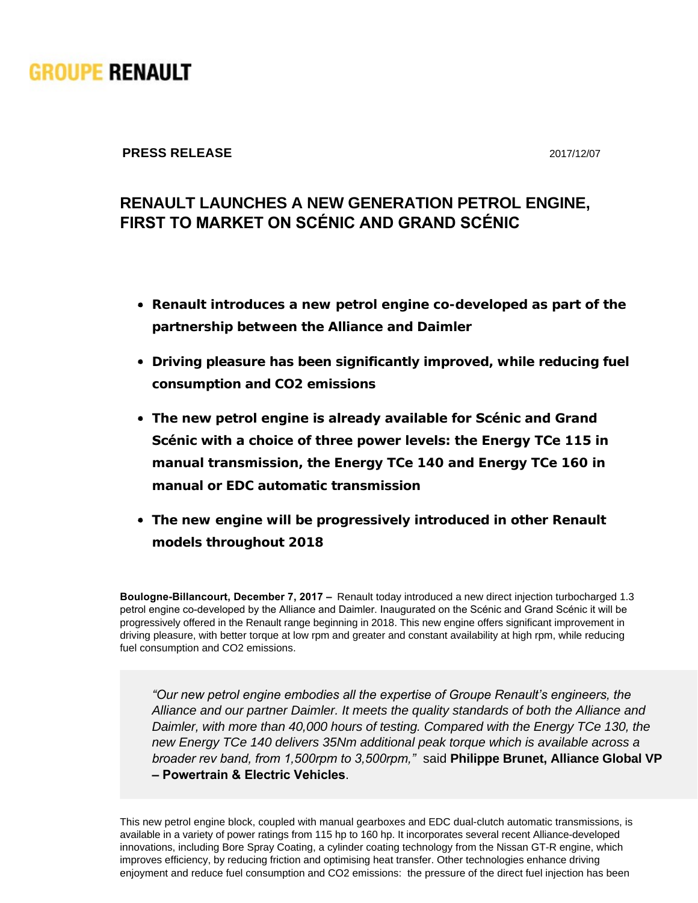**GROUPE RENAULT**

**PRESS RELEASE** 2017/12/07

# RENAULT LAUNCHES A NEW GENERATION PETROL ENGINE, FIRST TO MARKET ON SCÉNIC AND GRAND SCÉNIC

- **Renault introduces a new petrol engine co-developed as part of the partnership between the Alliance and Daimler**
- **Driving pleasure has been significantly improved, while reducing fuel consumption and CO2 emissions**
- **The new petrol engine is already available for Scénic and Grand Scénic with a choice of three power levels: the Energy TCe 115 in manual transmission, the Energy TCe 140 and Energy TCe 160 in manual or EDC automatic transmission**
- **The new engine will be progressively introduced in other Renault models throughout 2018**

**Boulogne-Billancourt, December 7, 2017 –** Renault today introduced a new direct injection turbocharged 1.3 petrol engine co-developed by the Alliance and Daimler. Inaugurated on the Scénic and Grand Scénic it will be progressively offered in the Renault range beginning in 2018. This new engine offers significant improvement in driving pleasure, with better torque at low rpm and greater and constant availability at high rpm, while reducing fuel consumption and CO2 emissions.

> *"Our new petrol engine embodies all the expertise of Groupe Renault's engineers, the Alliance and our partner Daimler. It meets the quality standards of both the Alliance and Daimler, with more than 40,000 hours of testing. Compared with the Energy TCe 130, the new Energy TCe 140 delivers 35Nm additional peak torque which is available across a broader rev band, from 1,500rpm to 3,500rpm,"* said **Philippe Brunet, Alliance Global VP – Powertrain & Electric Vehicles**.

This new petrol engine block, coupled with manual gearboxes and EDC dual-clutch automatic transmissions, is available in a variety of power ratings from 115 hp to 160 hp. It incorporates several recent Alliance-developed innovations, including Bore Spray Coating, a cylinder coating technology from the Nissan GT-R engine, which improves efficiency, by reducing friction and optimising heat transfer. Other technologies enhance driving enjoyment and reduce fuel consumption and CO2 emissions: the pressure of the direct fuel injection has been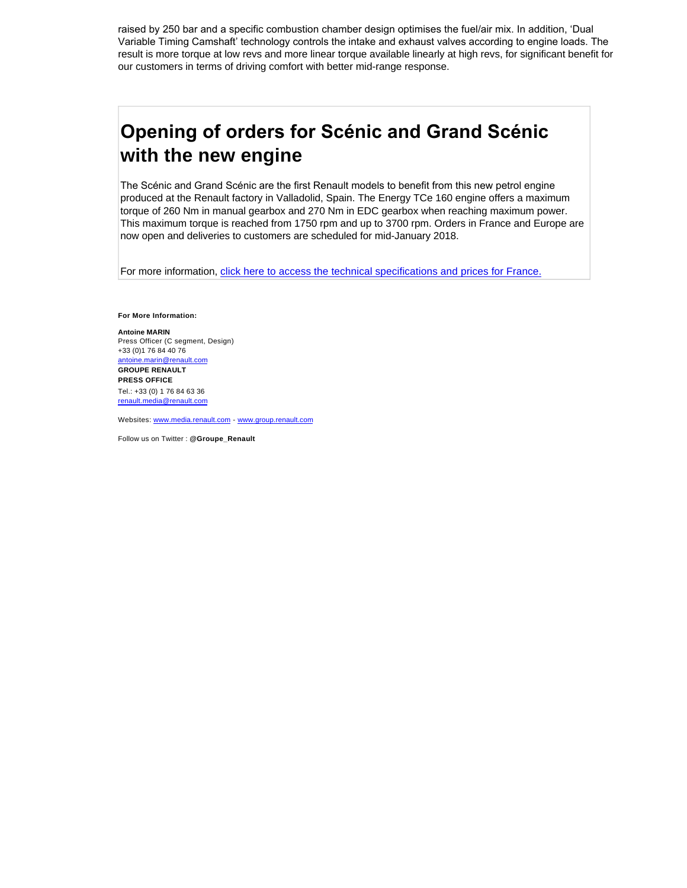raised by 250 bar and a specific combustion chamber design optimises the fuel/air mix. In addition, 'Dual Variable Timing Camshaft' technology controls the intake and exhaust valves according to engine loads. The result is more torque at low revs and more linear torque available linearly at high revs, for significant benefit for our customers in terms of driving comfort with better mid-range response.

## Opening of orders for Scénic and Grand Scénic with the new engine

The Scénic and Grand Scénic are the first Renault models to benefit from this new petrol engine produced at the Renault factory in Valladolid, Spain. The Energy TCe 160 engine offers a maximum torque of 260 Nm in manual gearbox and 270 Nm in EDC gearbox when reaching maximum power. This maximum torque is reached from 1750 rpm and up to 3700 rpm. Orders in France and Europe are now open and deliveries to customers are scheduled for mid-January 2018.

For more information, click here to access the technical specifications and prices for France.

**For More Information:**

**Antoine MARIN**
Press Officer (C segment, Design)
+33 (0)1 76 84 40 76
antoine.marin@renault.com
**GROUPE RENAULT**
**PRESS OFFICE**
Tel.: +33 (0) 1 76 84 63 36
renault.media@renault.com

Websites: www.media.renault.com - www.group.renault.com

Follow us on Twitter : **@Groupe_Renault**